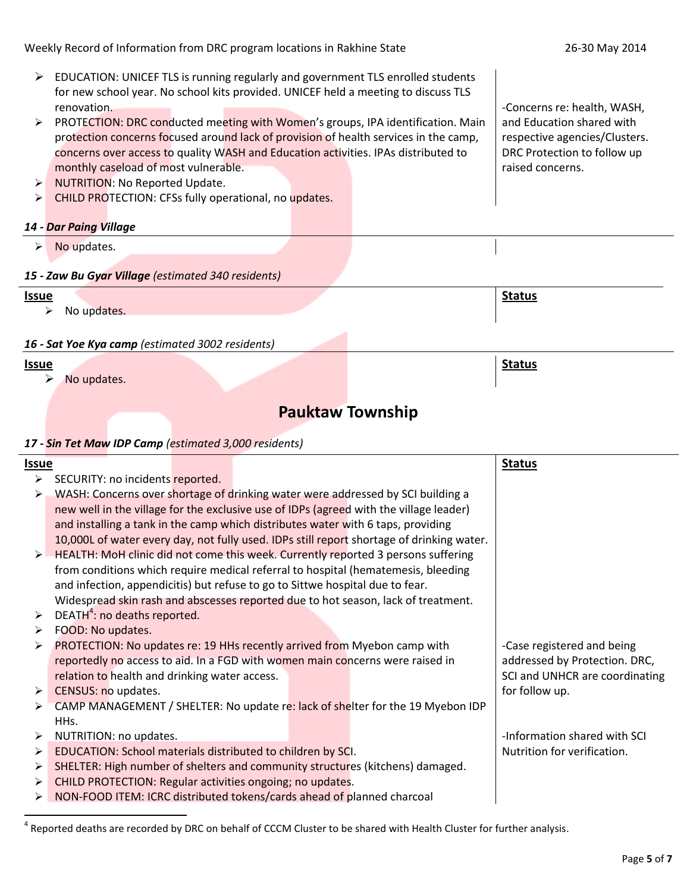- EDUCATION: UNICEF TLS is running regularly and government TLS enrolled students for new school year. No school kits provided. UNICEF held a meeting to discuss TLS renovation.
- PROTECTION: DRC conducted meeting with Women's groups, IPA identification. Main protection concerns focused around lack of provision of health services in the camp, concerns over access to quality WASH and Education activities. IPAs distributed to monthly caseload of most vulnerable.
- NUTRITION: No Reported Update.
- CHILD PROTECTION: CFSs fully operational, no updates.

-Concerns re: health, WASH, and Education shared with respective agencies/Clusters. DRC Protection to follow up raised concerns.

***14 - Dar Paing Village***

- No updates.

***15 - Zaw Bu Gyar Village*** *(estimated 340 residents)*

| Issue | Status |
|---|---|
| No updates. | |

***16 - Sat Yoe Kya camp*** *(estimated 3002 residents)*

| Issue | Status |
|---|---|
| No updates. | |

## Pauktaw Township

***17 - Sin Tet Maw IDP Camp*** *(estimated 3,000 residents)*

| Issue | Status |
|---|---|
| SECURITY: no incidents reported. | |
| WASH: Concerns over shortage of drinking water were addressed by SCI building a new well in the village for the exclusive use of IDPs (agreed with the village leader) and installing a tank in the camp which distributes water with 6 taps, providing 10,000L of water every day, not fully used. IDPs still report shortage of drinking water. | |
| HEALTH: MoH clinic did not come this week. Currently reported 3 persons suffering from conditions which require medical referral to hospital (hematemesis, bleeding and infection, appendicitis) but refuse to go to Sittwe hospital due to fear. Widespread skin rash and abscesses reported due to hot season, lack of treatment. | |
| DEATH[4]: no deaths reported. | |
| FOOD: No updates. | |
| PROTECTION: No updates re: 19 HHs recently arrived from Myebon camp with reportedly no access to aid. In a FGD with women main concerns were raised in relation to health and drinking water access. | -Case registered and being addressed by Protection. DRC, SCI and UNHCR are coordinating for follow up. |
| CENSUS: no updates. | |
| CAMP MANAGEMENT / SHELTER: No update re: lack of shelter for the 19 Myebon IDP HHs. | |
| NUTRITION: no updates. | -Information shared with SCI Nutrition for verification. |
| EDUCATION: School materials distributed to children by SCI. | |
| SHELTER: High number of shelters and community structures (kitchens) damaged. | |
| CHILD PROTECTION: Regular activities ongoing; no updates. | |
| NON-FOOD ITEM: ICRC distributed tokens/cards ahead of planned charcoal | |

[4] Reported deaths are recorded by DRC on behalf of CCCM Cluster to be shared with Health Cluster for further analysis.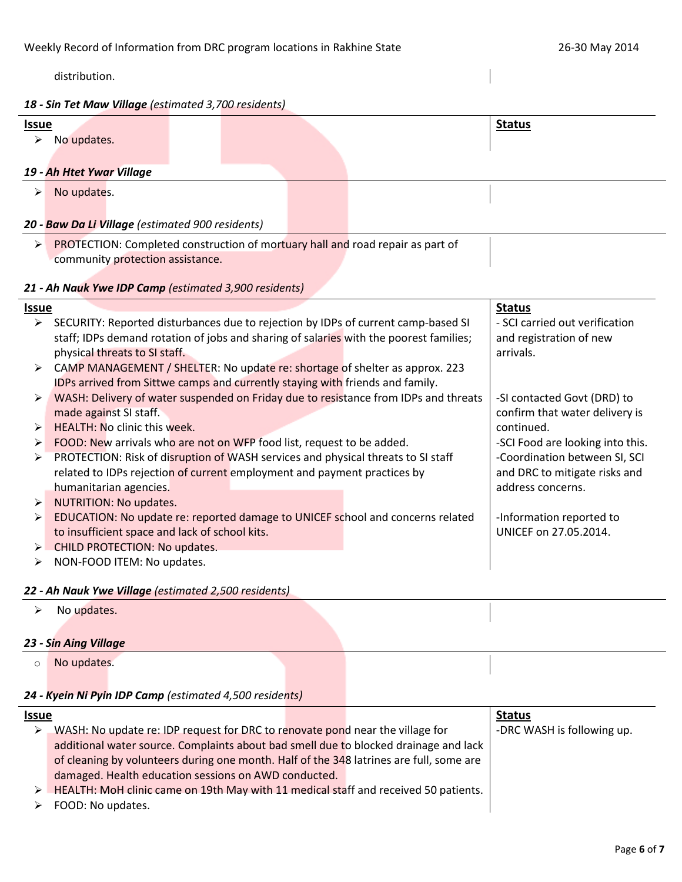distribution.

**18 - Sin Tet Maw Village** *(estimated 3,700 residents)*

| Issue | Status |
|---|---|
| ➢ No updates. | |

**19 - Ah Htet Ywar Village**

| | |
|---|---|
| ➢ No updates. | |

**20 - Baw Da Li Village** *(estimated 900 residents)*

| | |
|---|---|
| ➢ PROTECTION: Completed construction of mortuary hall and road repair as part of community protection assistance. | |

**21 - Ah Nauk Ywe IDP Camp** *(estimated 3,900 residents)*

| Issue | Status |
|---|---|
| ➢ SECURITY: Reported disturbances due to rejection by IDPs of current camp-based SI staff; IDPs demand rotation of jobs and sharing of salaries with the poorest families; physical threats to SI staff. | - SCI carried out verification and registration of new arrivals. |
| ➢ CAMP MANAGEMENT / SHELTER: No update re: shortage of shelter as approx. 223 IDPs arrived from Sittwe camps and currently staying with friends and family. | |
| ➢ WASH: Delivery of water suspended on Friday due to resistance from IDPs and threats made against SI staff. | -SI contacted Govt (DRD) to confirm that water delivery is continued. |
| ➢ HEALTH: No clinic this week. | |
| ➢ FOOD: New arrivals who are not on WFP food list, request to be added. | -SCI Food are looking into this. |
| ➢ PROTECTION: Risk of disruption of WASH services and physical threats to SI staff related to IDPs rejection of current employment and payment practices by humanitarian agencies. | -Coordination between SI, SCI and DRC to mitigate risks and address concerns. |
| ➢ NUTRITION: No updates. | |
| ➢ EDUCATION: No update re: reported damage to UNICEF school and concerns related to insufficient space and lack of school kits. | -Information reported to UNICEF on 27.05.2014. |
| ➢ CHILD PROTECTION: No updates. | |
| ➢ NON-FOOD ITEM: No updates. | |

**22 - Ah Nauk Ywe Village** *(estimated 2,500 residents)*

| | |
|---|---|
| ➢ No updates. | |

**23 - Sin Aing Village**

| | |
|---|---|
| ○ No updates. | |

**24 - Kyein Ni Pyin IDP Camp** *(estimated 4,500 residents)*

| Issue | Status |
|---|---|
| ➢ WASH: No update re: IDP request for DRC to renovate pond near the village for additional water source. Complaints about bad smell due to blocked drainage and lack of cleaning by volunteers during one month. Half of the 348 latrines are full, some are damaged. Health education sessions on AWD conducted. | -DRC WASH is following up. |
| ➢ HEALTH: MoH clinic came on 19th May with 11 medical staff and received 50 patients. | |
| ➢ FOOD: No updates. | |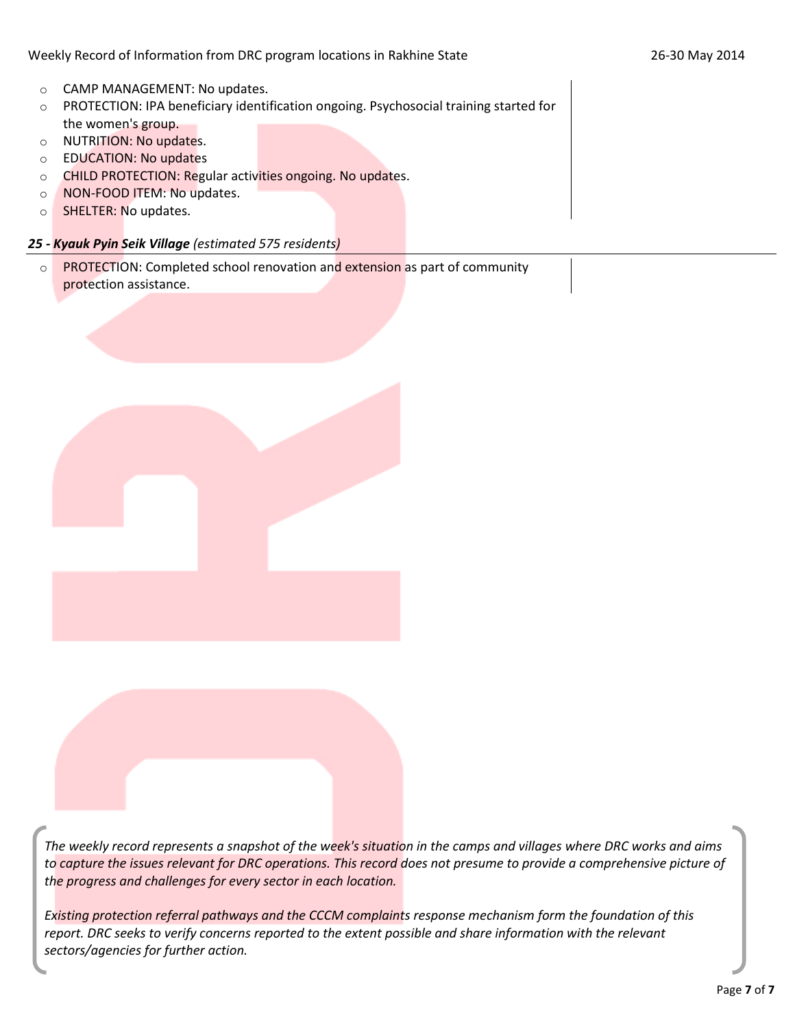- CAMP MANAGEMENT: No updates.
- PROTECTION: IPA beneficiary identification ongoing. Psychosocial training started for the women's group.
- NUTRITION: No updates.
- EDUCATION: No updates
- CHILD PROTECTION: Regular activities ongoing. No updates.
- NON-FOOD ITEM: No updates.
- SHELTER: No updates.

***25 - Kyauk Pyin Seik Village** (estimated 575 residents)*

- PROTECTION: Completed school renovation and extension as part of community protection assistance.

*The weekly record represents a snapshot of the week's situation in the camps and villages where DRC works and aims to capture the issues relevant for DRC operations. This record does not presume to provide a comprehensive picture of the progress and challenges for every sector in each location.*

*Existing protection referral pathways and the CCCM complaints response mechanism form the foundation of this report. DRC seeks to verify concerns reported to the extent possible and share information with the relevant sectors/agencies for further action.*